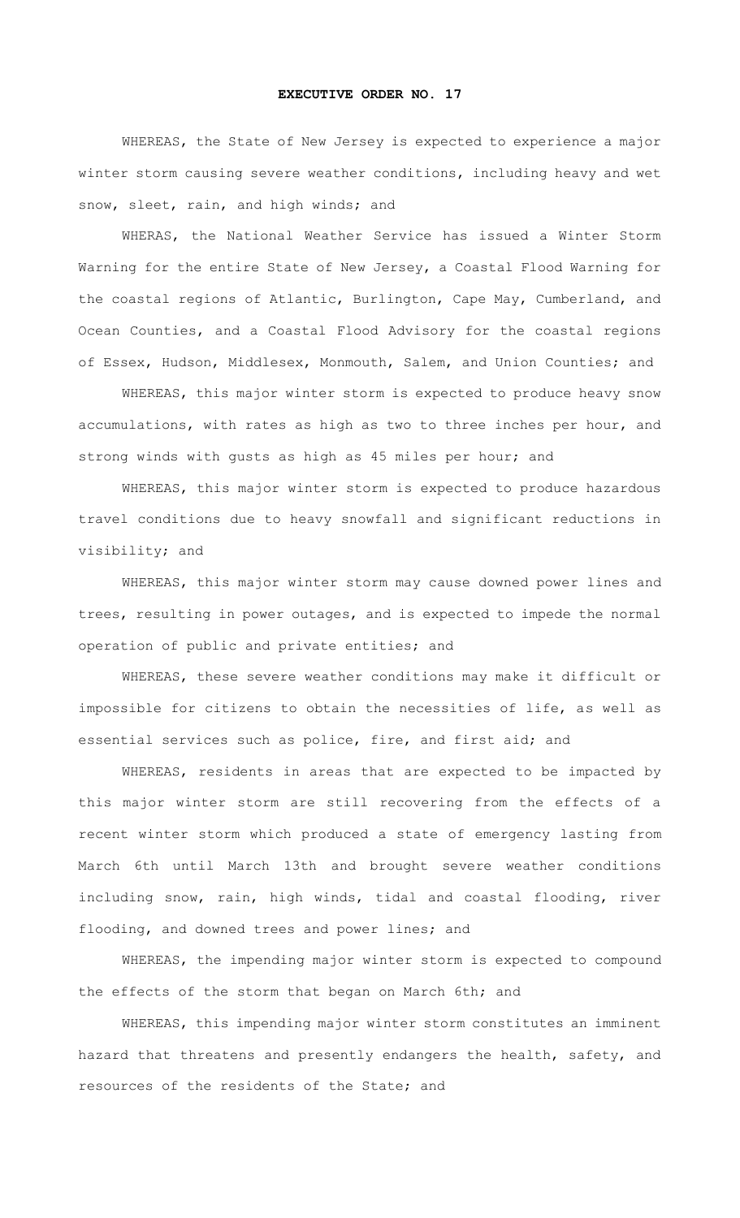# EXECUTIVE ORDER NO. 17

WHEREAS, the State of New Jersey is expected to experience a major winter storm causing severe weather conditions, including heavy and wet snow, sleet, rain, and high winds; and

WHERAS, the National Weather Service has issued a Winter Storm Warning for the entire State of New Jersey, a Coastal Flood Warning for the coastal regions of Atlantic, Burlington, Cape May, Cumberland, and Ocean Counties, and a Coastal Flood Advisory for the coastal regions of Essex, Hudson, Middlesex, Monmouth, Salem, and Union Counties; and

WHEREAS, this major winter storm is expected to produce heavy snow accumulations, with rates as high as two to three inches per hour, and strong winds with gusts as high as 45 miles per hour; and

WHEREAS, this major winter storm is expected to produce hazardous travel conditions due to heavy snowfall and significant reductions in visibility; and

WHEREAS, this major winter storm may cause downed power lines and trees, resulting in power outages, and is expected to impede the normal operation of public and private entities; and

WHEREAS, these severe weather conditions may make it difficult or impossible for citizens to obtain the necessities of life, as well as essential services such as police, fire, and first aid; and

WHEREAS, residents in areas that are expected to be impacted by this major winter storm are still recovering from the effects of a recent winter storm which produced a state of emergency lasting from March 6th until March 13th and brought severe weather conditions including snow, rain, high winds, tidal and coastal flooding, river flooding, and downed trees and power lines; and

WHEREAS, the impending major winter storm is expected to compound the effects of the storm that began on March 6th; and

WHEREAS, this impending major winter storm constitutes an imminent hazard that threatens and presently endangers the health, safety, and resources of the residents of the State; and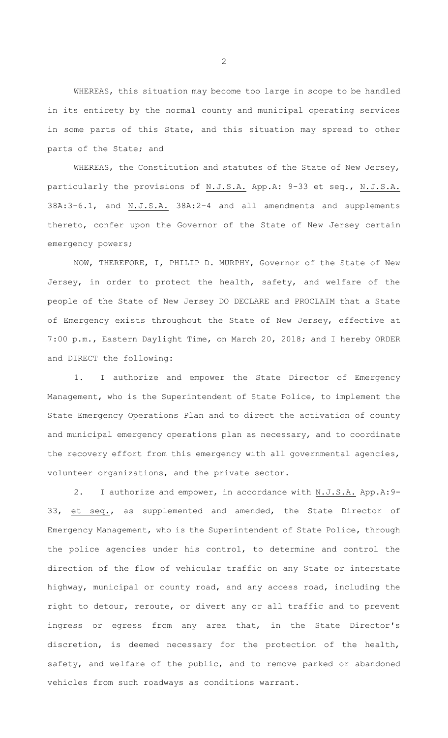WHEREAS, this situation may become too large in scope to be handled in its entirety by the normal county and municipal operating services in some parts of this State, and this situation may spread to other parts of the State; and

WHEREAS, the Constitution and statutes of the State of New Jersey, particularly the provisions of N.J.S.A. App.A: 9-33 et seq., N.J.S.A. 38A:3-6.1, and N.J.S.A. 38A:2-4 and all amendments and supplements thereto, confer upon the Governor of the State of New Jersey certain emergency powers;

NOW, THEREFORE, I, PHILIP D. MURPHY, Governor of the State of New Jersey, in order to protect the health, safety, and welfare of the people of the State of New Jersey DO DECLARE and PROCLAIM that a State of Emergency exists throughout the State of New Jersey, effective at 7:00 p.m., Eastern Daylight Time, on March 20, 2018; and I hereby ORDER and DIRECT the following:

1. I authorize and empower the State Director of Emergency Management, who is the Superintendent of State Police, to implement the State Emergency Operations Plan and to direct the activation of county and municipal emergency operations plan as necessary, and to coordinate the recovery effort from this emergency with all governmental agencies, volunteer organizations, and the private sector.

2. I authorize and empower, in accordance with N.J.S.A. App.A:9-33, et seq., as supplemented and amended, the State Director of Emergency Management, who is the Superintendent of State Police, through the police agencies under his control, to determine and control the direction of the flow of vehicular traffic on any State or interstate highway, municipal or county road, and any access road, including the right to detour, reroute, or divert any or all traffic and to prevent ingress or egress from any area that, in the State Director's discretion, is deemed necessary for the protection of the health, safety, and welfare of the public, and to remove parked or abandoned vehicles from such roadways as conditions warrant.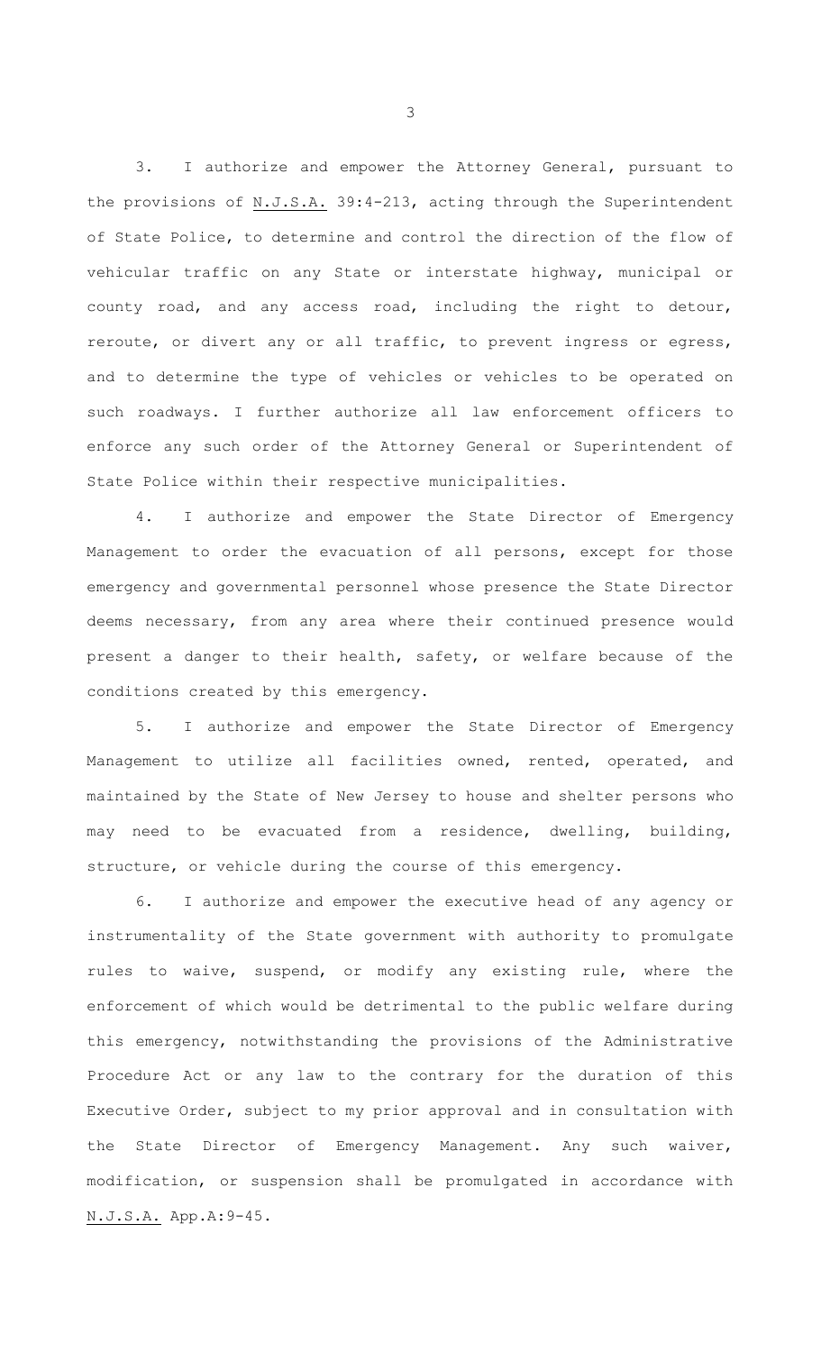3. I authorize and empower the Attorney General, pursuant to the provisions of N.J.S.A. 39:4-213, acting through the Superintendent of State Police, to determine and control the direction of the flow of vehicular traffic on any State or interstate highway, municipal or county road, and any access road, including the right to detour, reroute, or divert any or all traffic, to prevent ingress or egress, and to determine the type of vehicles or vehicles to be operated on such roadways. I further authorize all law enforcement officers to enforce any such order of the Attorney General or Superintendent of State Police within their respective municipalities.

4. I authorize and empower the State Director of Emergency Management to order the evacuation of all persons, except for those emergency and governmental personnel whose presence the State Director deems necessary, from any area where their continued presence would present a danger to their health, safety, or welfare because of the conditions created by this emergency.

5. I authorize and empower the State Director of Emergency Management to utilize all facilities owned, rented, operated, and maintained by the State of New Jersey to house and shelter persons who may need to be evacuated from a residence, dwelling, building, structure, or vehicle during the course of this emergency.

6. I authorize and empower the executive head of any agency or instrumentality of the State government with authority to promulgate rules to waive, suspend, or modify any existing rule, where the enforcement of which would be detrimental to the public welfare during this emergency, notwithstanding the provisions of the Administrative Procedure Act or any law to the contrary for the duration of this Executive Order, subject to my prior approval and in consultation with the State Director of Emergency Management. Any such waiver, modification, or suspension shall be promulgated in accordance with N.J.S.A. App.A:9-45.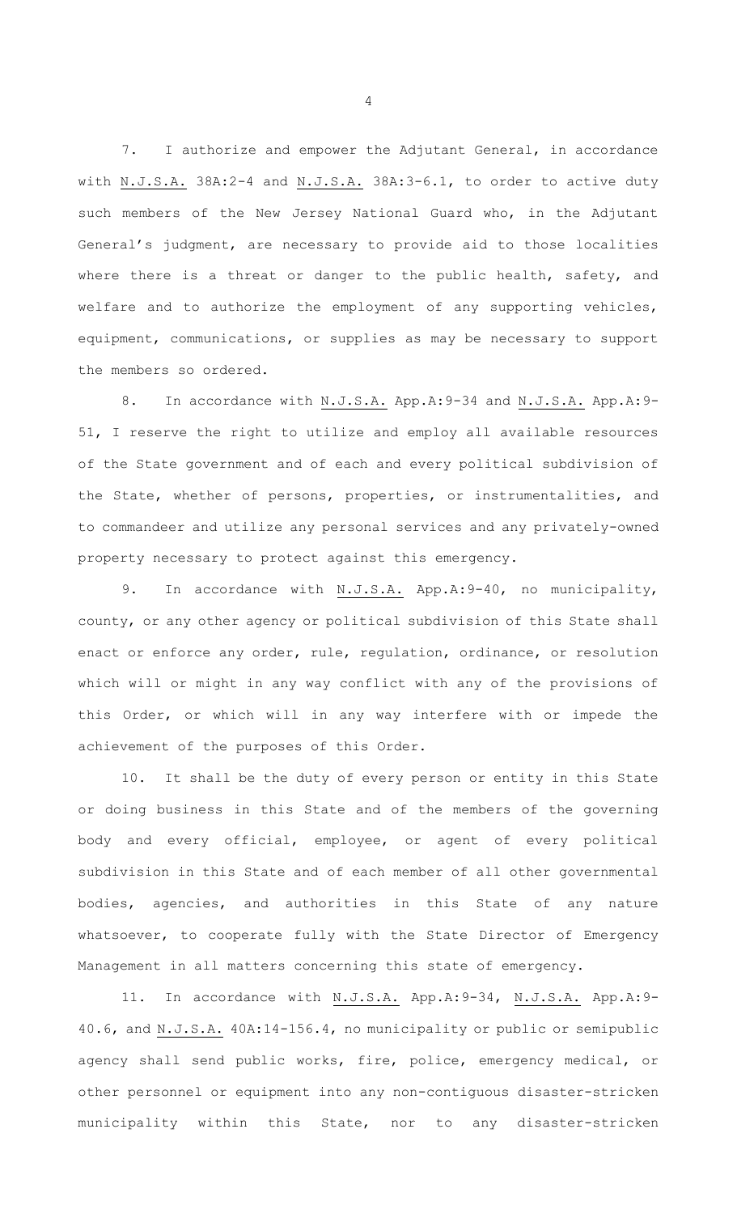7. I authorize and empower the Adjutant General, in accordance with N.J.S.A. 38A:2-4 and N.J.S.A. 38A:3-6.1, to order to active duty such members of the New Jersey National Guard who, in the Adjutant General's judgment, are necessary to provide aid to those localities where there is a threat or danger to the public health, safety, and welfare and to authorize the employment of any supporting vehicles, equipment, communications, or supplies as may be necessary to support the members so ordered.

8. In accordance with N.J.S.A. App.A:9-34 and N.J.S.A. App.A:9-51, I reserve the right to utilize and employ all available resources of the State government and of each and every political subdivision of the State, whether of persons, properties, or instrumentalities, and to commandeer and utilize any personal services and any privately-owned property necessary to protect against this emergency.

9. In accordance with N.J.S.A. App.A:9-40, no municipality, county, or any other agency or political subdivision of this State shall enact or enforce any order, rule, regulation, ordinance, or resolution which will or might in any way conflict with any of the provisions of this Order, or which will in any way interfere with or impede the achievement of the purposes of this Order.

10. It shall be the duty of every person or entity in this State or doing business in this State and of the members of the governing body and every official, employee, or agent of every political subdivision in this State and of each member of all other governmental bodies, agencies, and authorities in this State of any nature whatsoever, to cooperate fully with the State Director of Emergency Management in all matters concerning this state of emergency.

11. In accordance with N.J.S.A. App.A:9-34, N.J.S.A. App.A:9-40.6, and N.J.S.A. 40A:14-156.4, no municipality or public or semipublic agency shall send public works, fire, police, emergency medical, or other personnel or equipment into any non-contiguous disaster-stricken municipality within this State, nor to any disaster-stricken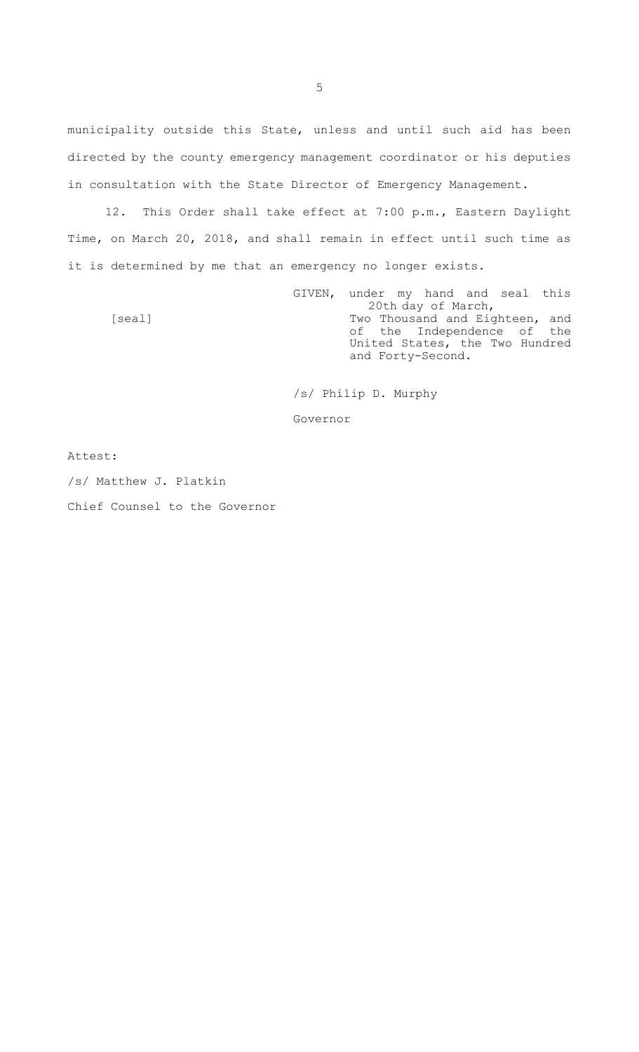municipality outside this State, unless and until such aid has been directed by the county emergency management coordinator or his deputies in consultation with the State Director of Emergency Management.

12. This Order shall take effect at 7:00 p.m., Eastern Daylight Time, on March 20, 2018, and shall remain in effect until such time as it is determined by me that an emergency no longer exists.

[seal]

GIVEN, under my hand and seal this 20th day of March, Two Thousand and Eighteen, and of the Independence of the United States, the Two Hundred and Forty-Second.

/s/ Philip D. Murphy

Governor

Attest:

/s/ Matthew J. Platkin

Chief Counsel to the Governor